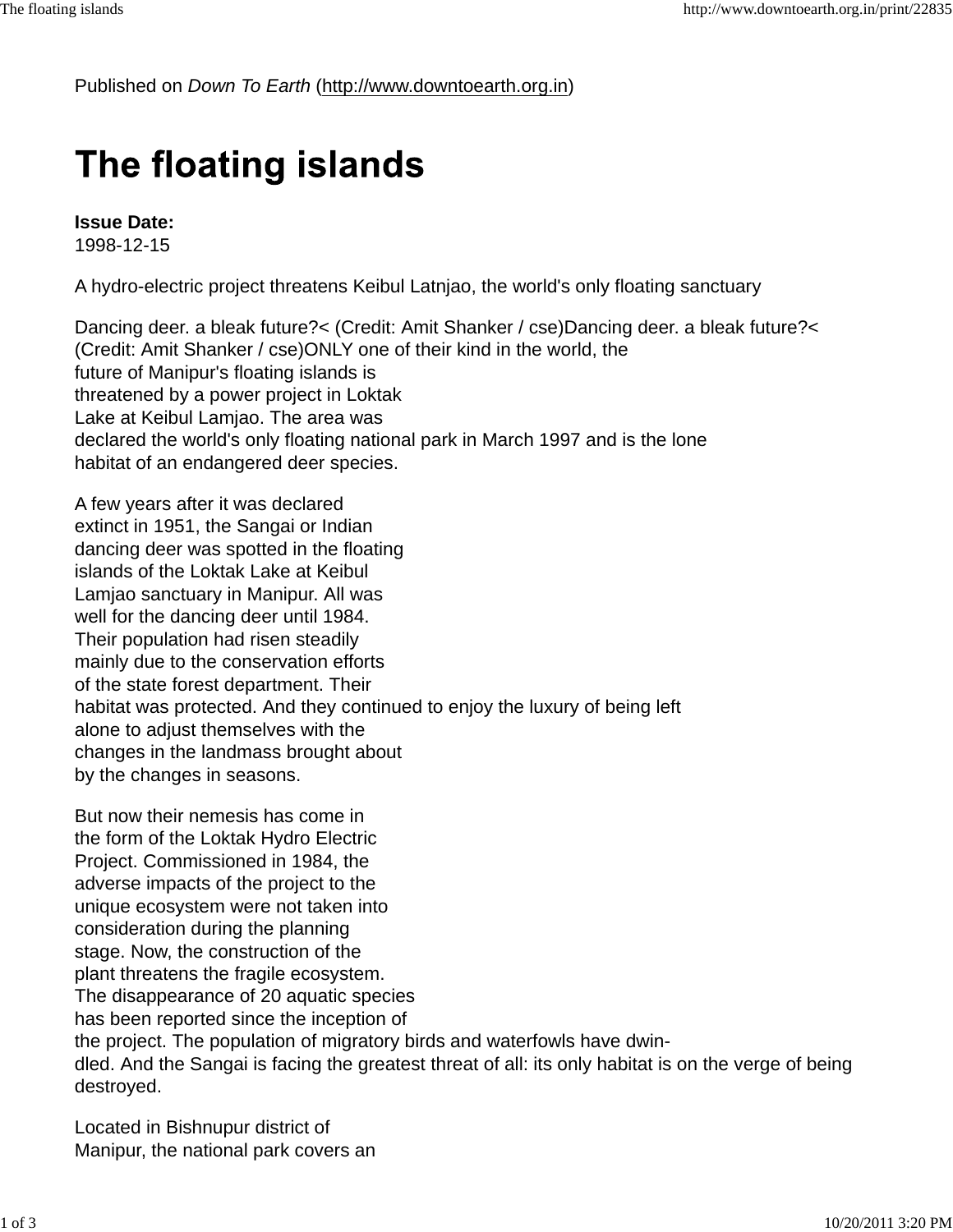Published on *Down To Earth* (http://www.downtoearth.org.in)

# The floating islands

**Issue Date:**
1998-12-15

A hydro-electric project threatens Keibul Latnjao, the world's only floating sanctuary

Dancing deer. a bleak future?< (Credit: Amit Shanker / cse)Dancing deer. a bleak future?< (Credit: Amit Shanker / cse)ONLY one of their kind in the world, the future of Manipur's floating islands is threatened by a power project in Loktak Lake at Keibul Lamjao. The area was declared the world's only floating national park in March 1997 and is the lone habitat of an endangered deer species.

A few years after it was declared extinct in 1951, the Sangai or Indian dancing deer was spotted in the floating islands of the Loktak Lake at Keibul Lamjao sanctuary in Manipur. All was well for the dancing deer until 1984. Their population had risen steadily mainly due to the conservation efforts of the state forest department. Their habitat was protected. And they continued to enjoy the luxury of being left alone to adjust themselves with the changes in the landmass brought about by the changes in seasons.

But now their nemesis has come in the form of the Loktak Hydro Electric Project. Commissioned in 1984, the adverse impacts of the project to the unique ecosystem were not taken into consideration during the planning stage. Now, the construction of the plant threatens the fragile ecosystem. The disappearance of 20 aquatic species has been reported since the inception of the project. The population of migratory birds and waterfowls have dwindled. And the Sangai is facing the greatest threat of all: its only habitat is on the verge of being destroyed.

Located in Bishnupur district of Manipur, the national park covers an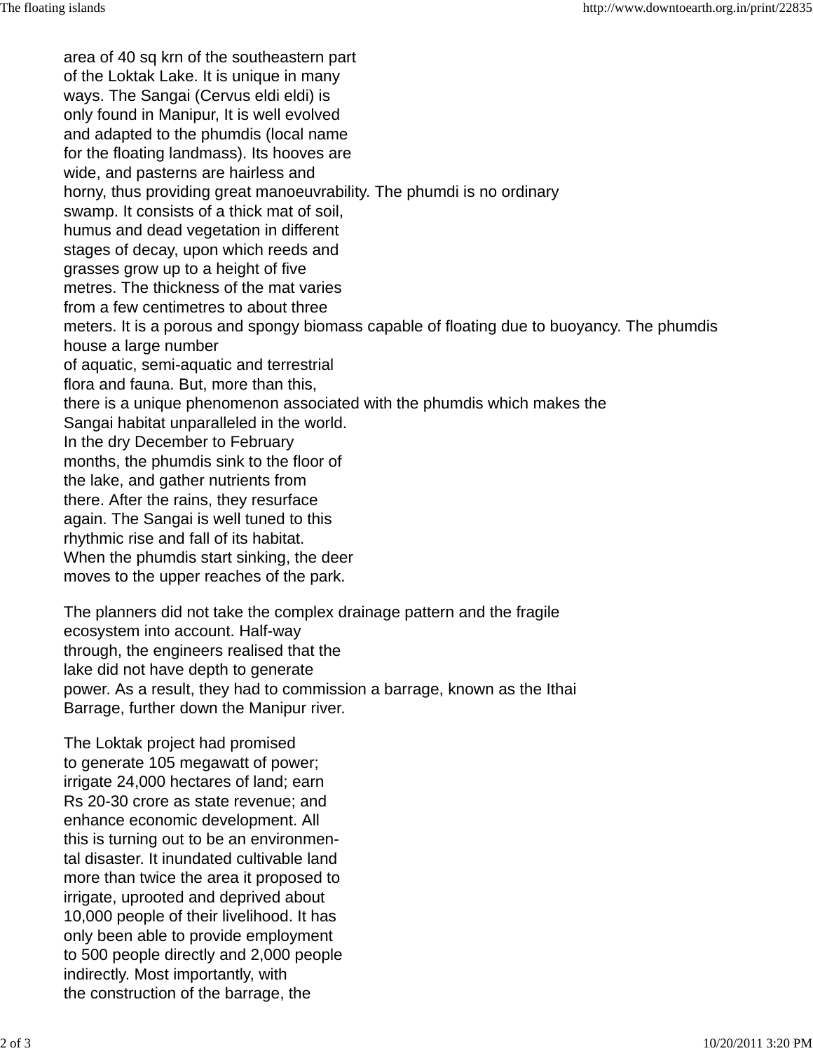area of 40 sq krn of the southeastern part of the Loktak Lake. It is unique in many ways. The Sangai (Cervus eldi eldi) is only found in Manipur, It is well evolved and adapted to the phumdis (local name for the floating landmass). Its hooves are wide, and pasterns are hairless and horny, thus providing great manoeuvrability. The phumdi is no ordinary swamp. It consists of a thick mat of soil, humus and dead vegetation in different stages of decay, upon which reeds and grasses grow up to a height of five metres. The thickness of the mat varies from a few centimetres to about three meters. It is a porous and spongy biomass capable of floating due to buoyancy. The phumdis house a large number of aquatic, semi-aquatic and terrestrial flora and fauna. But, more than this, there is a unique phenomenon associated with the phumdis which makes the Sangai habitat unparalleled in the world. In the dry December to February months, the phumdis sink to the floor of the lake, and gather nutrients from there. After the rains, they resurface again. The Sangai is well tuned to this rhythmic rise and fall of its habitat. When the phumdis start sinking, the deer moves to the upper reaches of the park.

The planners did not take the complex drainage pattern and the fragile ecosystem into account. Half-way through, the engineers realised that the lake did not have depth to generate power. As a result, they had to commission a barrage, known as the Ithai Barrage, further down the Manipur river.

The Loktak project had promised to generate 105 megawatt of power; irrigate 24,000 hectares of land; earn Rs 20-30 crore as state revenue; and enhance economic development. All this is turning out to be an environmental disaster. It inundated cultivable land more than twice the area it proposed to irrigate, uprooted and deprived about 10,000 people of their livelihood. It has only been able to provide employment to 500 people directly and 2,000 people indirectly. Most importantly, with the construction of the barrage, the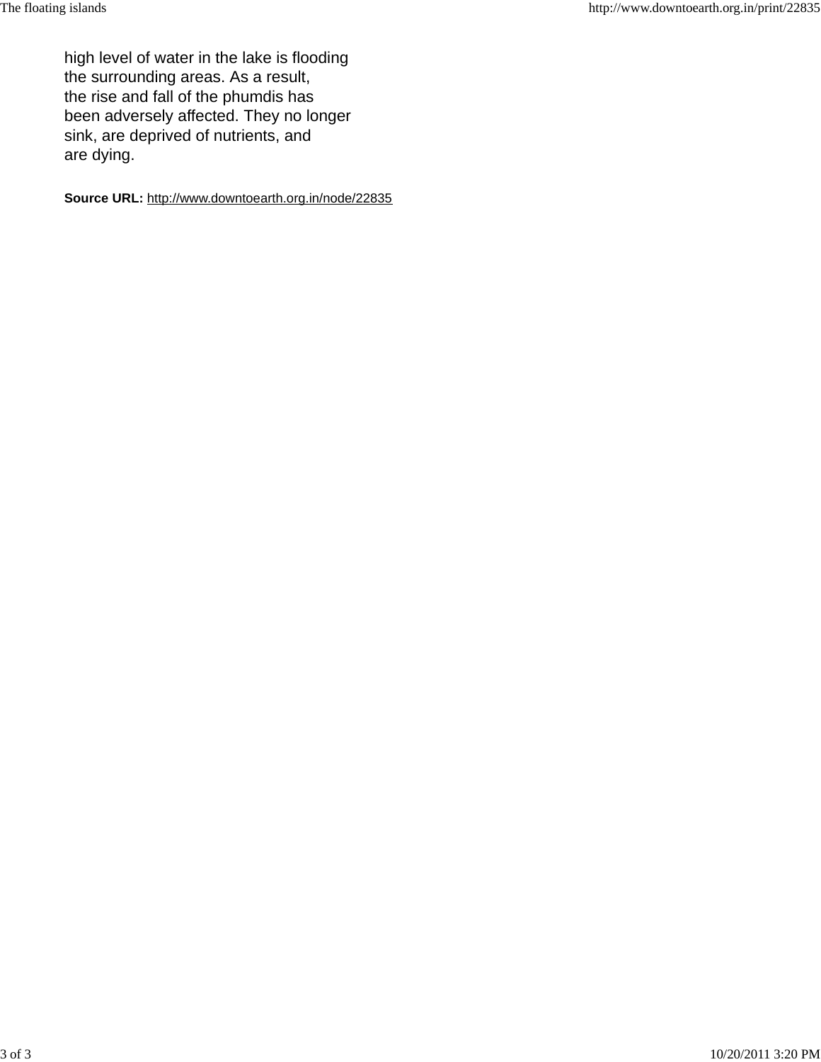high level of water in the lake is flooding the surrounding areas. As a result, the rise and fall of the phumdis has been adversely affected. They no longer sink, are deprived of nutrients, and are dying.

**Source URL:** http://www.downtoearth.org.in/node/22835